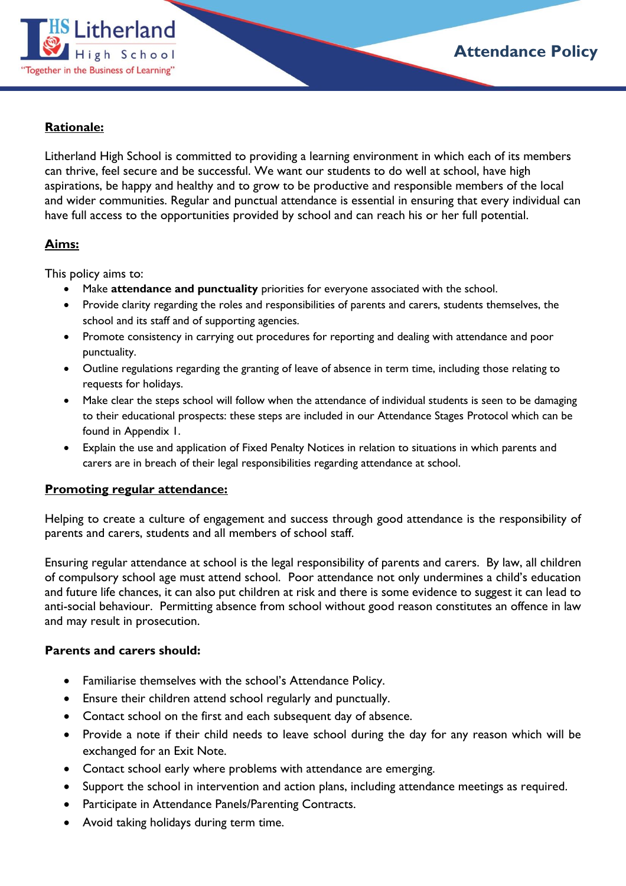# Attendance Policy

## Rationale:

Litherland High School is committed to providing a learning environment in which each of its members can thrive, feel secure and be successful. We want our students to do well at school, have high aspirations, be happy and healthy and to grow to be productive and responsible members of the local and wider communities. Regular and punctual attendance is essential in ensuring that every individual can have full access to the opportunities provided by school and can reach his or her full potential.

## Aims:

This policy aims to:

- Make **attendance and punctuality** priorities for everyone associated with the school.
- Provide clarity regarding the roles and responsibilities of parents and carers, students themselves, the school and its staff and of supporting agencies.
- Promote consistency in carrying out procedures for reporting and dealing with attendance and poor punctuality.
- Outline regulations regarding the granting of leave of absence in term time, including those relating to requests for holidays.
- Make clear the steps school will follow when the attendance of individual students is seen to be damaging to their educational prospects: these steps are included in our Attendance Stages Protocol which can be found in Appendix 1.
- Explain the use and application of Fixed Penalty Notices in relation to situations in which parents and carers are in breach of their legal responsibilities regarding attendance at school.

## Promoting regular attendance:

Helping to create a culture of engagement and success through good attendance is the responsibility of parents and carers, students and all members of school staff.

Ensuring regular attendance at school is the legal responsibility of parents and carers. By law, all children of compulsory school age must attend school. Poor attendance not only undermines a child's education and future life chances, it can also put children at risk and there is some evidence to suggest it can lead to anti-social behaviour. Permitting absence from school without good reason constitutes an offence in law and may result in prosecution.

### Parents and carers should:

- Familiarise themselves with the school's Attendance Policy.
- Ensure their children attend school regularly and punctually.
- Contact school on the first and each subsequent day of absence.
- Provide a note if their child needs to leave school during the day for any reason which will be exchanged for an Exit Note.
- Contact school early where problems with attendance are emerging.
- Support the school in intervention and action plans, including attendance meetings as required.
- Participate in Attendance Panels/Parenting Contracts.
- Avoid taking holidays during term time.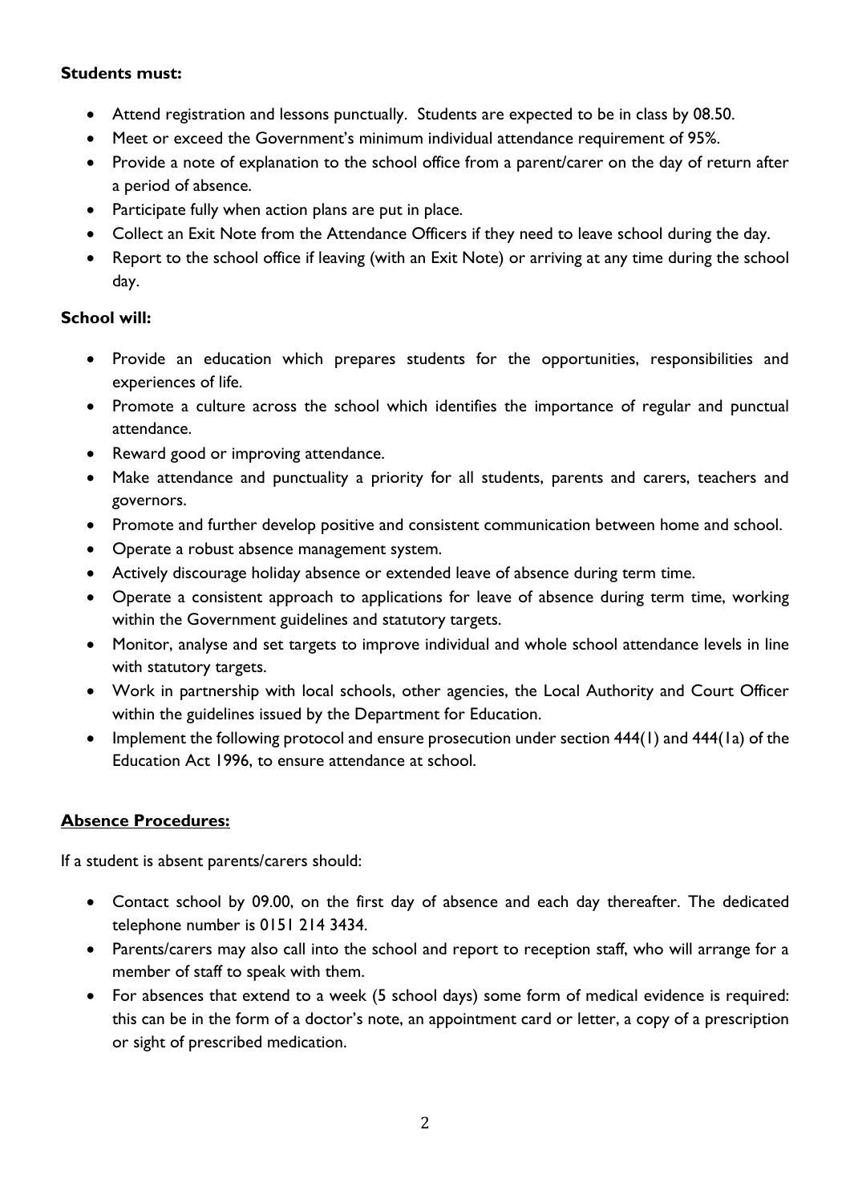**Students must:**

- Attend registration and lessons punctually. Students are expected to be in class by 08.50.
- Meet or exceed the Government's minimum individual attendance requirement of 95%.
- Provide a note of explanation to the school office from a parent/carer on the day of return after a period of absence.
- Participate fully when action plans are put in place.
- Collect an Exit Note from the Attendance Officers if they need to leave school during the day.
- Report to the school office if leaving (with an Exit Note) or arriving at any time during the school day.

**School will:**

- Provide an education which prepares students for the opportunities, responsibilities and experiences of life.
- Promote a culture across the school which identifies the importance of regular and punctual attendance.
- Reward good or improving attendance.
- Make attendance and punctuality a priority for all students, parents and carers, teachers and governors.
- Promote and further develop positive and consistent communication between home and school.
- Operate a robust absence management system.
- Actively discourage holiday absence or extended leave of absence during term time.
- Operate a consistent approach to applications for leave of absence during term time, working within the Government guidelines and statutory targets.
- Monitor, analyse and set targets to improve individual and whole school attendance levels in line with statutory targets.
- Work in partnership with local schools, other agencies, the Local Authority and Court Officer within the guidelines issued by the Department for Education.
- Implement the following protocol and ensure prosecution under section 444(1) and 444(1a) of the Education Act 1996, to ensure attendance at school.

## Absence Procedures:

If a student is absent parents/carers should:

- Contact school by 09.00, on the first day of absence and each day thereafter. The dedicated telephone number is 0151 214 3434.
- Parents/carers may also call into the school and report to reception staff, who will arrange for a member of staff to speak with them.
- For absences that extend to a week (5 school days) some form of medical evidence is required: this can be in the form of a doctor's note, an appointment card or letter, a copy of a prescription or sight of prescribed medication.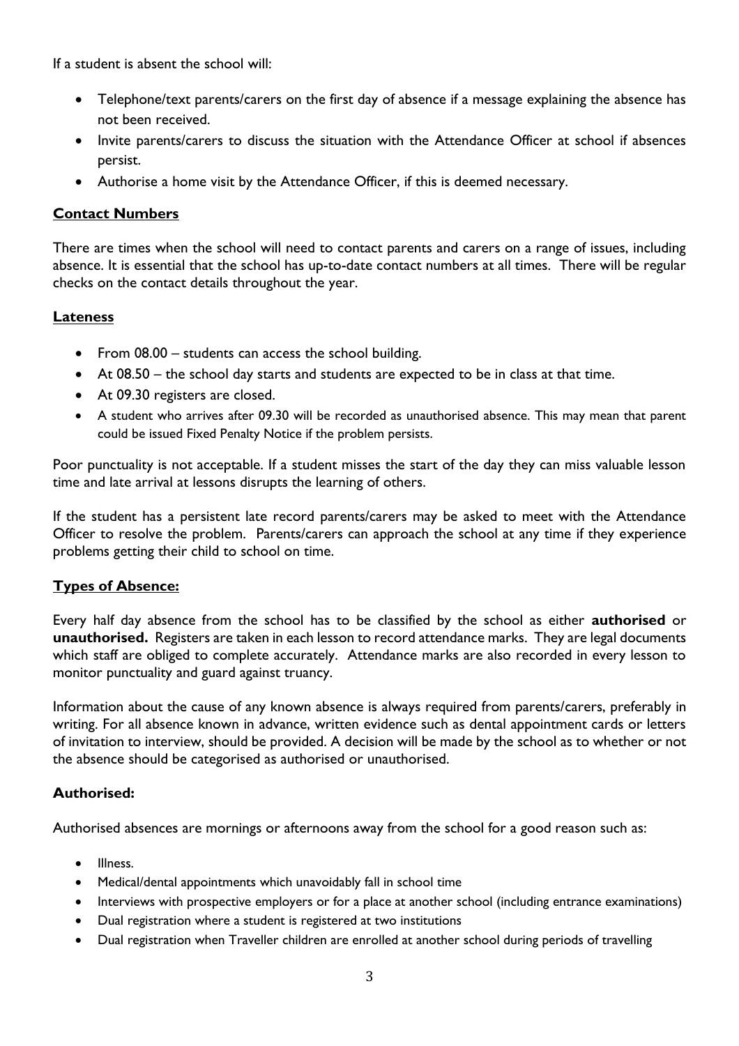If a student is absent the school will:

- Telephone/text parents/carers on the first day of absence if a message explaining the absence has not been received.
- Invite parents/carers to discuss the situation with the Attendance Officer at school if absences persist.
- Authorise a home visit by the Attendance Officer, if this is deemed necessary.

## Contact Numbers

There are times when the school will need to contact parents and carers on a range of issues, including absence. It is essential that the school has up-to-date contact numbers at all times. There will be regular checks on the contact details throughout the year.

## Lateness

- From 08.00 – students can access the school building.
- At 08.50 – the school day starts and students are expected to be in class at that time.
- At 09.30 registers are closed.
- A student who arrives after 09.30 will be recorded as unauthorised absence. This may mean that parent could be issued Fixed Penalty Notice if the problem persists.

Poor punctuality is not acceptable. If a student misses the start of the day they can miss valuable lesson time and late arrival at lessons disrupts the learning of others.

If the student has a persistent late record parents/carers may be asked to meet with the Attendance Officer to resolve the problem. Parents/carers can approach the school at any time if they experience problems getting their child to school on time.

## Types of Absence:

Every half day absence from the school has to be classified by the school as either **authorised** or **unauthorised.** Registers are taken in each lesson to record attendance marks. They are legal documents which staff are obliged to complete accurately. Attendance marks are also recorded in every lesson to monitor punctuality and guard against truancy.

Information about the cause of any known absence is always required from parents/carers, preferably in writing. For all absence known in advance, written evidence such as dental appointment cards or letters of invitation to interview, should be provided. A decision will be made by the school as to whether or not the absence should be categorised as authorised or unauthorised.

### Authorised:

Authorised absences are mornings or afternoons away from the school for a good reason such as:

- Illness.
- Medical/dental appointments which unavoidably fall in school time
- Interviews with prospective employers or for a place at another school (including entrance examinations)
- Dual registration where a student is registered at two institutions
- Dual registration when Traveller children are enrolled at another school during periods of travelling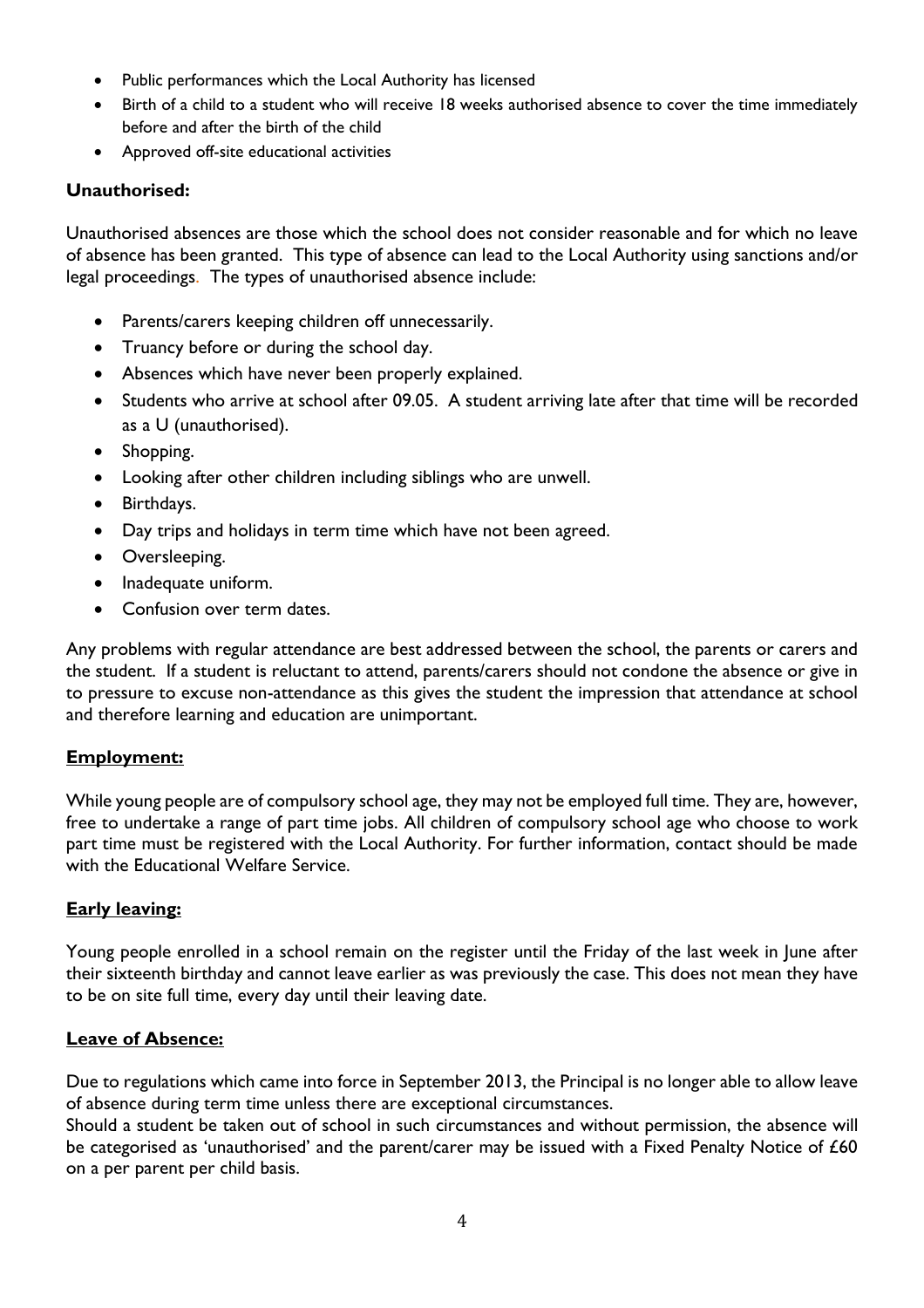- Public performances which the Local Authority has licensed
- Birth of a child to a student who will receive 18 weeks authorised absence to cover the time immediately before and after the birth of the child
- Approved off-site educational activities

**Unauthorised:**

Unauthorised absences are those which the school does not consider reasonable and for which no leave of absence has been granted. This type of absence can lead to the Local Authority using sanctions and/or legal proceedings. The types of unauthorised absence include:

- Parents/carers keeping children off unnecessarily.
- Truancy before or during the school day.
- Absences which have never been properly explained.
- Students who arrive at school after 09.05. A student arriving late after that time will be recorded as a U (unauthorised).
- Shopping.
- Looking after other children including siblings who are unwell.
- Birthdays.
- Day trips and holidays in term time which have not been agreed.
- Oversleeping.
- Inadequate uniform.
- Confusion over term dates.

Any problems with regular attendance are best addressed between the school, the parents or carers and the student. If a student is reluctant to attend, parents/carers should not condone the absence or give in to pressure to excuse non-attendance as this gives the student the impression that attendance at school and therefore learning and education are unimportant.

**<u>Employment:</u>**

While young people are of compulsory school age, they may not be employed full time. They are, however, free to undertake a range of part time jobs. All children of compulsory school age who choose to work part time must be registered with the Local Authority. For further information, contact should be made with the Educational Welfare Service.

**<u>Early leaving:</u>**

Young people enrolled in a school remain on the register until the Friday of the last week in June after their sixteenth birthday and cannot leave earlier as was previously the case. This does not mean they have to be on site full time, every day until their leaving date.

**<u>Leave of Absence:</u>**

Due to regulations which came into force in September 2013, the Principal is no longer able to allow leave of absence during term time unless there are exceptional circumstances.
Should a student be taken out of school in such circumstances and without permission, the absence will be categorised as 'unauthorised' and the parent/carer may be issued with a Fixed Penalty Notice of £60 on a per parent per child basis.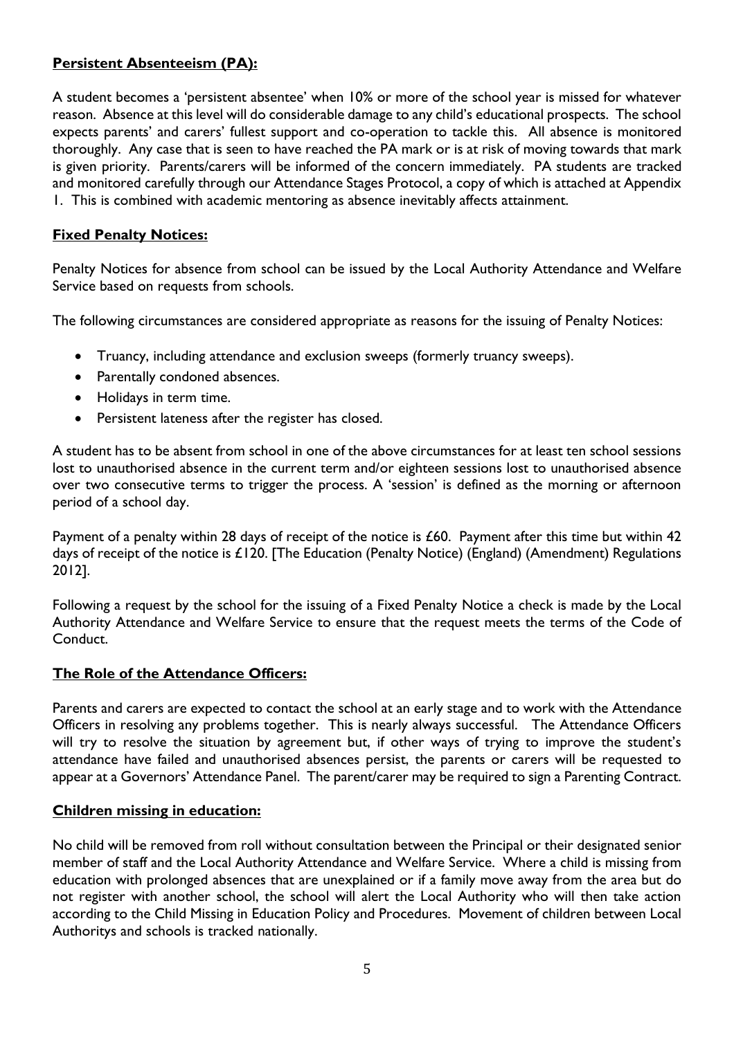## **Persistent Absenteeism (PA):**

A student becomes a 'persistent absentee' when 10% or more of the school year is missed for whatever reason. Absence at this level will do considerable damage to any child's educational prospects. The school expects parents' and carers' fullest support and co-operation to tackle this. All absence is monitored thoroughly. Any case that is seen to have reached the PA mark or is at risk of moving towards that mark is given priority. Parents/carers will be informed of the concern immediately. PA students are tracked and monitored carefully through our Attendance Stages Protocol, a copy of which is attached at Appendix 1. This is combined with academic mentoring as absence inevitably affects attainment.

## **Fixed Penalty Notices:**

Penalty Notices for absence from school can be issued by the Local Authority Attendance and Welfare Service based on requests from schools.

The following circumstances are considered appropriate as reasons for the issuing of Penalty Notices:

- Truancy, including attendance and exclusion sweeps (formerly truancy sweeps).
- Parentally condoned absences.
- Holidays in term time.
- Persistent lateness after the register has closed.

A student has to be absent from school in one of the above circumstances for at least ten school sessions lost to unauthorised absence in the current term and/or eighteen sessions lost to unauthorised absence over two consecutive terms to trigger the process. A 'session' is defined as the morning or afternoon period of a school day.

Payment of a penalty within 28 days of receipt of the notice is £60. Payment after this time but within 42 days of receipt of the notice is £120. [The Education (Penalty Notice) (England) (Amendment) Regulations 2012].

Following a request by the school for the issuing of a Fixed Penalty Notice a check is made by the Local Authority Attendance and Welfare Service to ensure that the request meets the terms of the Code of Conduct.

## **The Role of the Attendance Officers:**

Parents and carers are expected to contact the school at an early stage and to work with the Attendance Officers in resolving any problems together. This is nearly always successful. The Attendance Officers will try to resolve the situation by agreement but, if other ways of trying to improve the student's attendance have failed and unauthorised absences persist, the parents or carers will be requested to appear at a Governors' Attendance Panel. The parent/carer may be required to sign a Parenting Contract.

## **Children missing in education:**

No child will be removed from roll without consultation between the Principal or their designated senior member of staff and the Local Authority Attendance and Welfare Service. Where a child is missing from education with prolonged absences that are unexplained or if a family move away from the area but do not register with another school, the school will alert the Local Authority who will then take action according to the Child Missing in Education Policy and Procedures. Movement of children between Local Authoritys and schools is tracked nationally.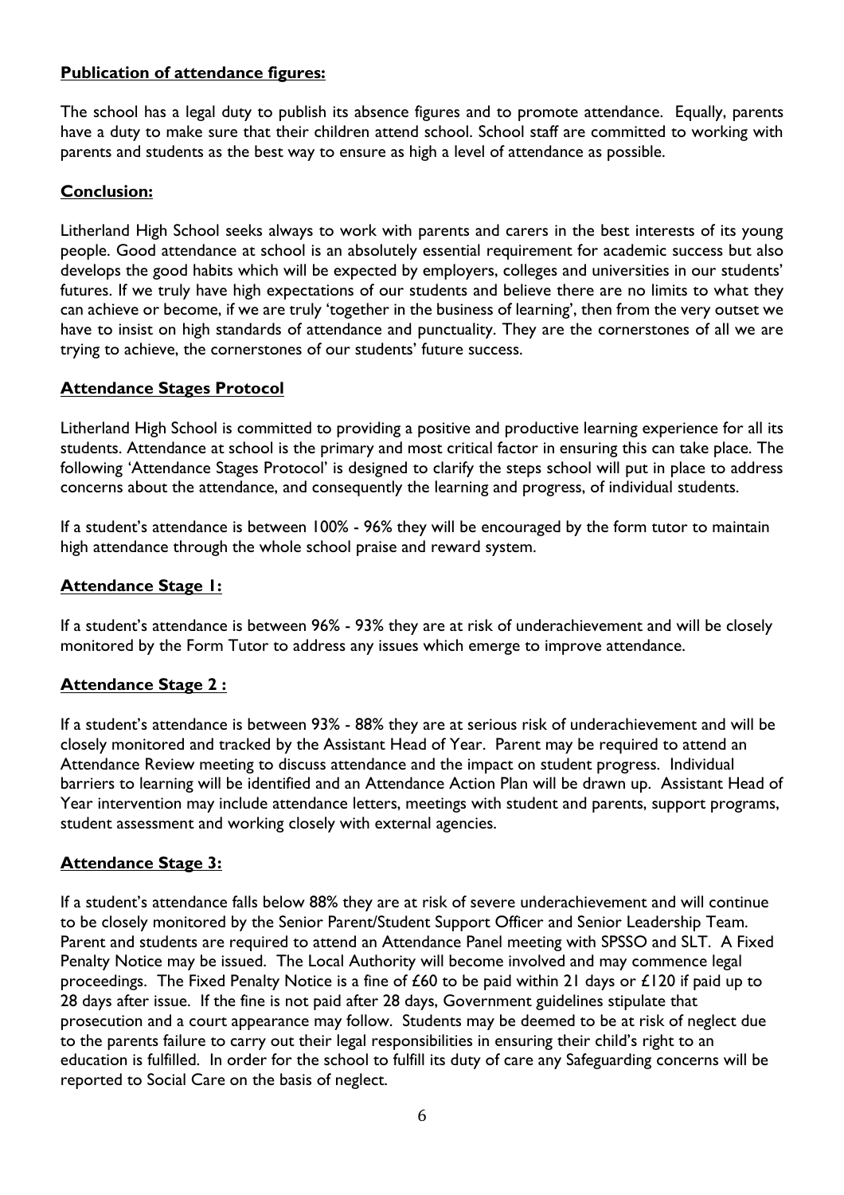**Publication of attendance figures:**

The school has a legal duty to publish its absence figures and to promote attendance. Equally, parents have a duty to make sure that their children attend school. School staff are committed to working with parents and students as the best way to ensure as high a level of attendance as possible.

**Conclusion:**

Litherland High School seeks always to work with parents and carers in the best interests of its young people. Good attendance at school is an absolutely essential requirement for academic success but also develops the good habits which will be expected by employers, colleges and universities in our students' futures. If we truly have high expectations of our students and believe there are no limits to what they can achieve or become, if we are truly 'together in the business of learning', then from the very outset we have to insist on high standards of attendance and punctuality. They are the cornerstones of all we are trying to achieve, the cornerstones of our students' future success.

**Attendance Stages Protocol**

Litherland High School is committed to providing a positive and productive learning experience for all its students. Attendance at school is the primary and most critical factor in ensuring this can take place. The following 'Attendance Stages Protocol' is designed to clarify the steps school will put in place to address concerns about the attendance, and consequently the learning and progress, of individual students.

If a student's attendance is between 100% - 96% they will be encouraged by the form tutor to maintain high attendance through the whole school praise and reward system.

**Attendance Stage 1:**

If a student's attendance is between 96% - 93% they are at risk of underachievement and will be closely monitored by the Form Tutor to address any issues which emerge to improve attendance.

**Attendance Stage 2 :**

If a student's attendance is between 93% - 88% they are at serious risk of underachievement and will be closely monitored and tracked by the Assistant Head of Year. Parent may be required to attend an Attendance Review meeting to discuss attendance and the impact on student progress. Individual barriers to learning will be identified and an Attendance Action Plan will be drawn up. Assistant Head of Year intervention may include attendance letters, meetings with student and parents, support programs, student assessment and working closely with external agencies.

**Attendance Stage 3:**

If a student's attendance falls below 88% they are at risk of severe underachievement and will continue to be closely monitored by the Senior Parent/Student Support Officer and Senior Leadership Team. Parent and students are required to attend an Attendance Panel meeting with SPSSO and SLT. A Fixed Penalty Notice may be issued. The Local Authority will become involved and may commence legal proceedings. The Fixed Penalty Notice is a fine of £60 to be paid within 21 days or £120 if paid up to 28 days after issue. If the fine is not paid after 28 days, Government guidelines stipulate that prosecution and a court appearance may follow. Students may be deemed to be at risk of neglect due to the parents failure to carry out their legal responsibilities in ensuring their child's right to an education is fulfilled. In order for the school to fulfill its duty of care any Safeguarding concerns will be reported to Social Care on the basis of neglect.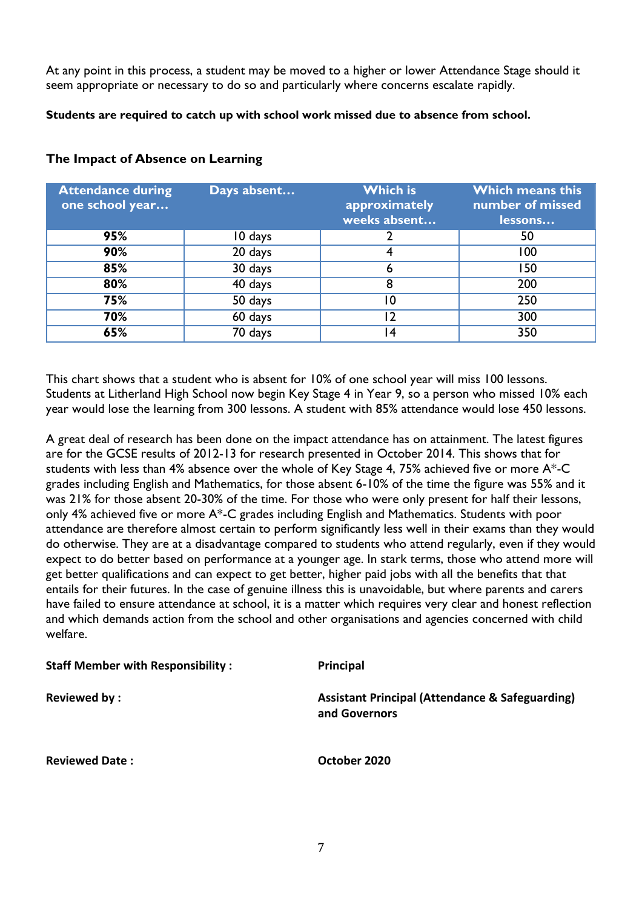At any point in this process, a student may be moved to a higher or lower Attendance Stage should it seem appropriate or necessary to do so and particularly where concerns escalate rapidly.

**Students are required to catch up with school work missed due to absence from school.**

## The Impact of Absence on Learning

| Attendance during one school year… | Days absent… | Which is approximately weeks absent… | Which means this number of missed lessons… |
|---|---|---|---|
| **95%** | 10 days | 2 | 50 |
| **90%** | 20 days | 4 | 100 |
| **85%** | 30 days | 6 | 150 |
| **80%** | 40 days | 8 | 200 |
| **75%** | 50 days | 10 | 250 |
| **70%** | 60 days | 12 | 300 |
| **65%** | 70 days | 14 | 350 |

This chart shows that a student who is absent for 10% of one school year will miss 100 lessons. Students at Litherland High School now begin Key Stage 4 in Year 9, so a person who missed 10% each year would lose the learning from 300 lessons. A student with 85% attendance would lose 450 lessons.

A great deal of research has been done on the impact attendance has on attainment. The latest figures are for the GCSE results of 2012-13 for research presented in October 2014. This shows that for students with less than 4% absence over the whole of Key Stage 4, 75% achieved five or more A*-C grades including English and Mathematics, for those absent 6-10% of the time the figure was 55% and it was 21% for those absent 20-30% of the time. For those who were only present for half their lessons, only 4% achieved five or more A*-C grades including English and Mathematics. Students with poor attendance are therefore almost certain to perform significantly less well in their exams than they would do otherwise. They are at a disadvantage compared to students who attend regularly, even if they would expect to do better based on performance at a younger age. In stark terms, those who attend more will get better qualifications and can expect to get better, higher paid jobs with all the benefits that that entails for their futures. In the case of genuine illness this is unavoidable, but where parents and carers have failed to ensure attendance at school, it is a matter which requires very clear and honest reflection and which demands action from the school and other organisations and agencies concerned with child welfare.

**Staff Member with Responsibility :** **Principal**

**Reviewed by :** **Assistant Principal (Attendance & Safeguarding) and Governors**

**Reviewed Date :** **October 2020**